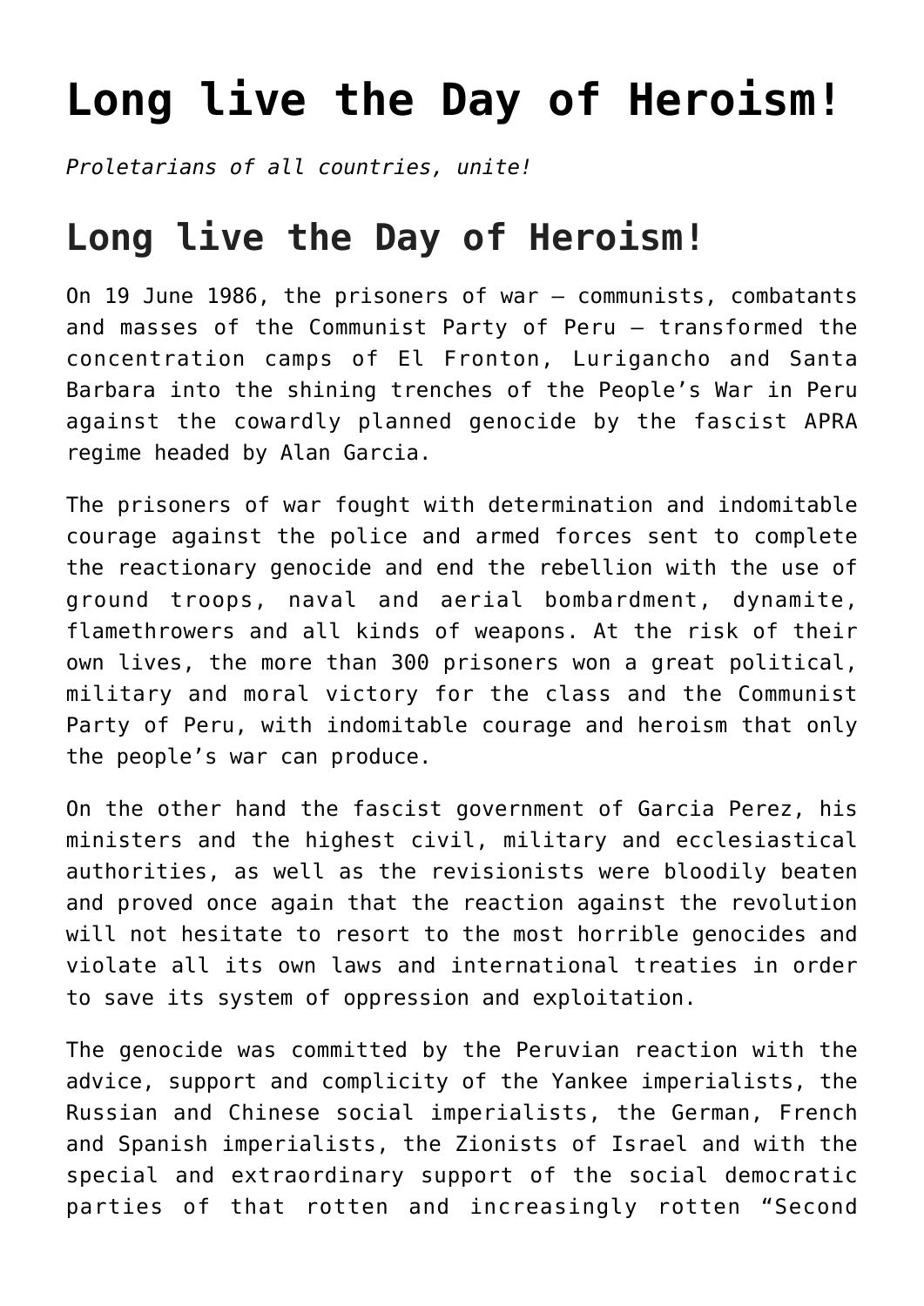# Long live the Day of Heroism!

*Proletarians of all countries, unite!*

## Long live the Day of Heroism!

On 19 June 1986, the prisoners of war – communists, combatants and masses of the Communist Party of Peru – transformed the concentration camps of El Fronton, Lurigancho and Santa Barbara into the shining trenches of the People's War in Peru against the cowardly planned genocide by the fascist APRA regime headed by Alan Garcia.

The prisoners of war fought with determination and indomitable courage against the police and armed forces sent to complete the reactionary genocide and end the rebellion with the use of ground troops, naval and aerial bombardment, dynamite, flamethrowers and all kinds of weapons. At the risk of their own lives, the more than 300 prisoners won a great political, military and moral victory for the class and the Communist Party of Peru, with indomitable courage and heroism that only the people's war can produce.

On the other hand the fascist government of Garcia Perez, his ministers and the highest civil, military and ecclesiastical authorities, as well as the revisionists were bloodily beaten and proved once again that the reaction against the revolution will not hesitate to resort to the most horrible genocides and violate all its own laws and international treaties in order to save its system of oppression and exploitation.

The genocide was committed by the Peruvian reaction with the advice, support and complicity of the Yankee imperialists, the Russian and Chinese social imperialists, the German, French and Spanish imperialists, the Zionists of Israel and with the special and extraordinary support of the social democratic parties of that rotten and increasingly rotten "Second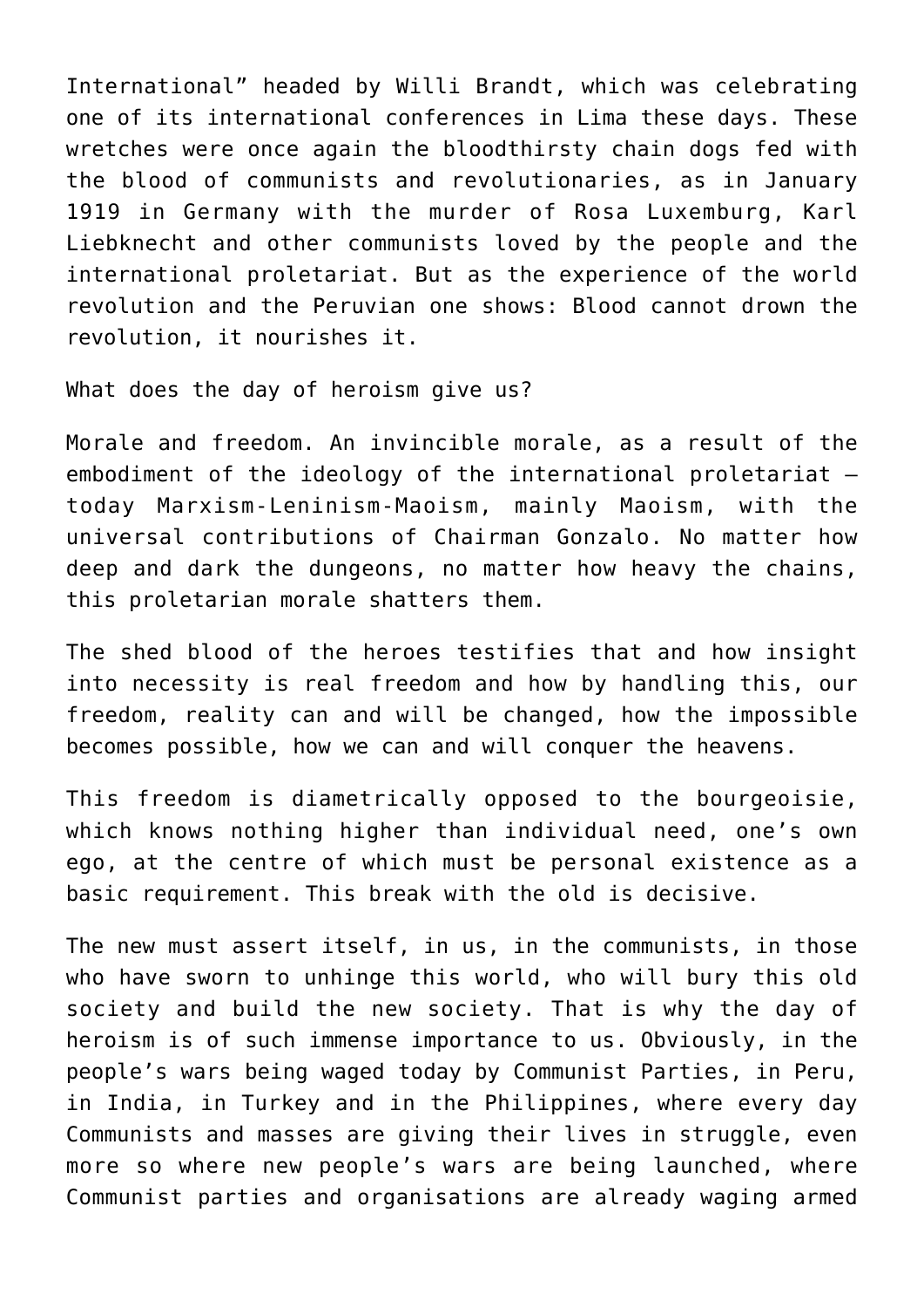International" headed by Willi Brandt, which was celebrating one of its international conferences in Lima these days. These wretches were once again the bloodthirsty chain dogs fed with the blood of communists and revolutionaries, as in January 1919 in Germany with the murder of Rosa Luxemburg, Karl Liebknecht and other communists loved by the people and the international proletariat. But as the experience of the world revolution and the Peruvian one shows: Blood cannot drown the revolution, it nourishes it.

What does the day of heroism give us?

Morale and freedom. An invincible morale, as a result of the embodiment of the ideology of the international proletariat – today Marxism-Leninism-Maoism, mainly Maoism, with the universal contributions of Chairman Gonzalo. No matter how deep and dark the dungeons, no matter how heavy the chains, this proletarian morale shatters them.

The shed blood of the heroes testifies that and how insight into necessity is real freedom and how by handling this, our freedom, reality can and will be changed, how the impossible becomes possible, how we can and will conquer the heavens.

This freedom is diametrically opposed to the bourgeoisie, which knows nothing higher than individual need, one's own ego, at the centre of which must be personal existence as a basic requirement. This break with the old is decisive.

The new must assert itself, in us, in the communists, in those who have sworn to unhinge this world, who will bury this old society and build the new society. That is why the day of heroism is of such immense importance to us. Obviously, in the people's wars being waged today by Communist Parties, in Peru, in India, in Turkey and in the Philippines, where every day Communists and masses are giving their lives in struggle, even more so where new people's wars are being launched, where Communist parties and organisations are already waging armed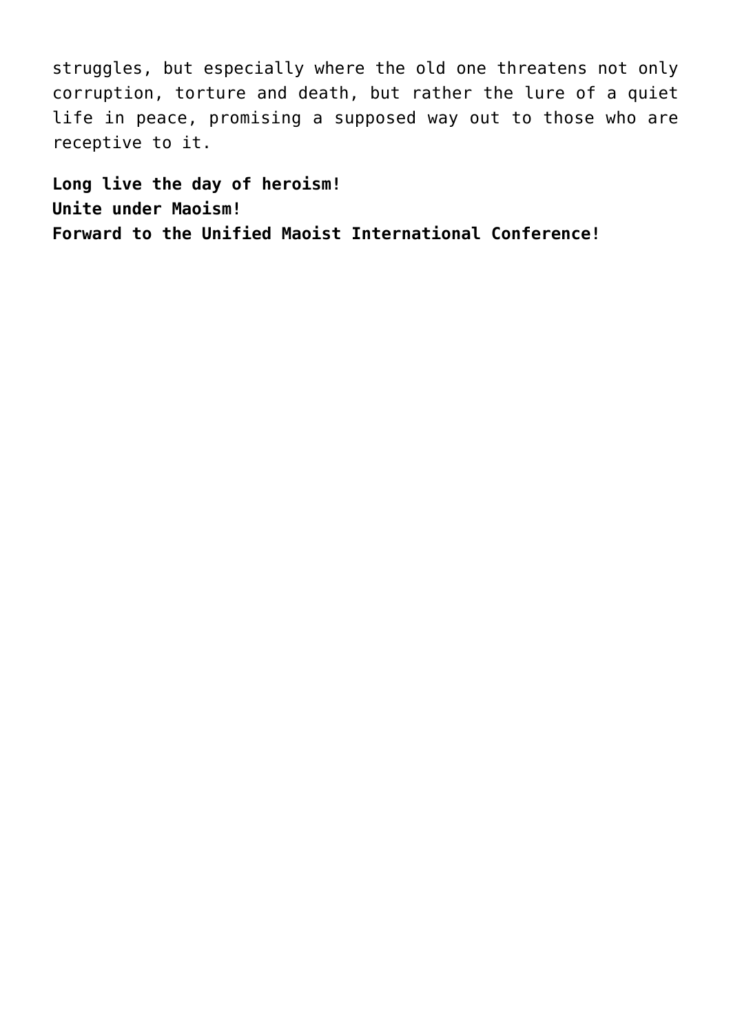struggles, but especially where the old one threatens not only corruption, torture and death, but rather the lure of a quiet life in peace, promising a supposed way out to those who are receptive to it.

**Long live the day of heroism!**
**Unite under Maoism!**
**Forward to the Unified Maoist International Conference!**